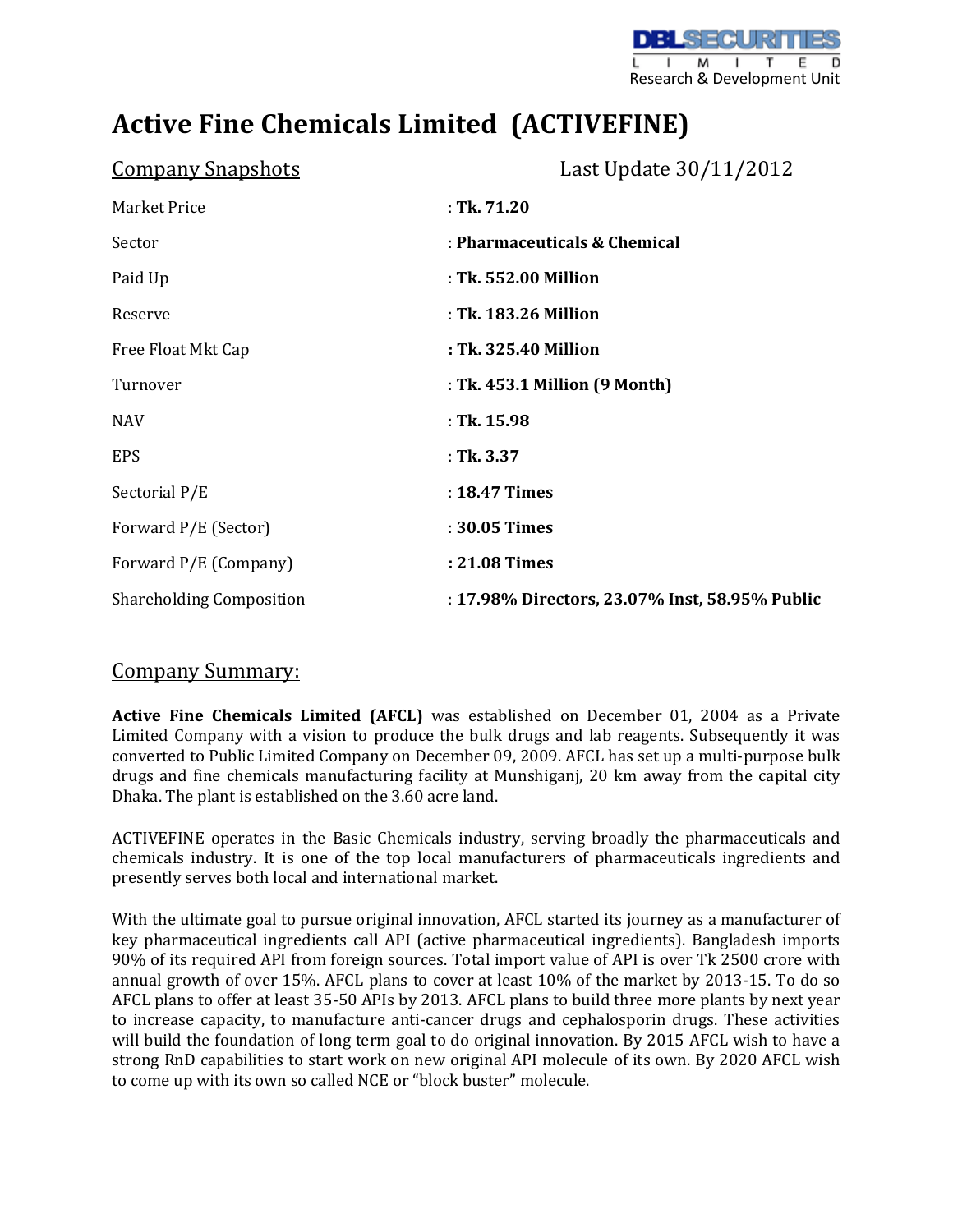DBL SECURITIES LIMITED
Research & Development Unit

# Active Fine Chemicals Limited (ACTIVEFINE)

## Company Snapshots

Last Update 30/11/2012

| | |
|---|---|
| Market Price | : **Tk. 71.20** |
| Sector | : **Pharmaceuticals & Chemical** |
| Paid Up | : **Tk. 552.00 Million** |
| Reserve | : **Tk. 183.26 Million** |
| Free Float Mkt Cap | **: Tk. 325.40 Million** |
| Turnover | : **Tk. 453.1 Million (9 Month)** |
| NAV | : **Tk. 15.98** |
| EPS | : **Tk. 3.37** |
| Sectorial P/E | : **18.47 Times** |
| Forward P/E (Sector) | : **30.05 Times** |
| Forward P/E (Company) | **: 21.08 Times** |
| Shareholding Composition | : **17.98% Directors, 23.07% Inst, 58.95% Public** |

## Company Summary:

**Active Fine Chemicals Limited (AFCL)** was established on December 01, 2004 as a Private Limited Company with a vision to produce the bulk drugs and lab reagents. Subsequently it was converted to Public Limited Company on December 09, 2009. AFCL has set up a multi-purpose bulk drugs and fine chemicals manufacturing facility at Munshiganj, 20 km away from the capital city Dhaka. The plant is established on the 3.60 acre land.

ACTIVEFINE operates in the Basic Chemicals industry, serving broadly the pharmaceuticals and chemicals industry. It is one of the top local manufacturers of pharmaceuticals ingredients and presently serves both local and international market.

With the ultimate goal to pursue original innovation, AFCL started its journey as a manufacturer of key pharmaceutical ingredients call API (active pharmaceutical ingredients). Bangladesh imports 90% of its required API from foreign sources. Total import value of API is over Tk 2500 crore with annual growth of over 15%. AFCL plans to cover at least 10% of the market by 2013-15. To do so AFCL plans to offer at least 35-50 APIs by 2013. AFCL plans to build three more plants by next year to increase capacity, to manufacture anti-cancer drugs and cephalosporin drugs. These activities will build the foundation of long term goal to do original innovation. By 2015 AFCL wish to have a strong RnD capabilities to start work on new original API molecule of its own. By 2020 AFCL wish to come up with its own so called NCE or "block buster" molecule.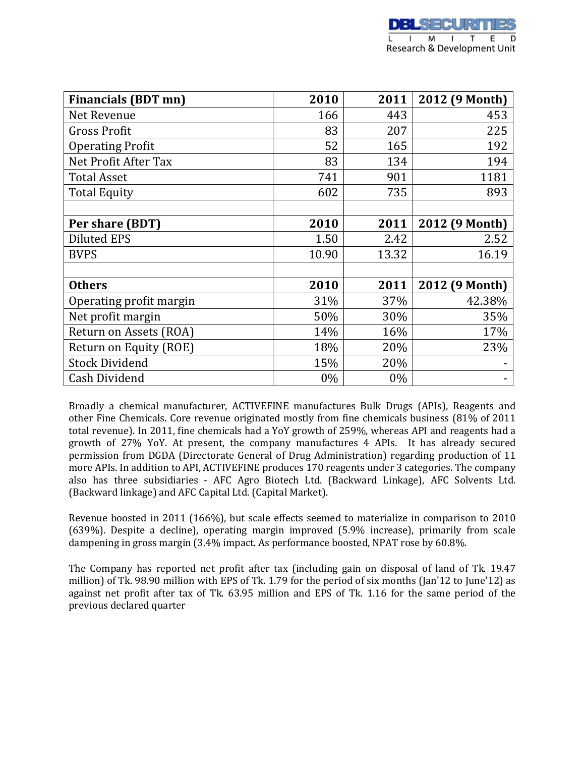| Financials (BDT mn) | 2010 | 2011 | 2012 (9 Month) |
|---|---|---|---|
| Net Revenue | 166 | 443 | 453 |
| Gross Profit | 83 | 207 | 225 |
| Operating Profit | 52 | 165 | 192 |
| Net Profit After Tax | 83 | 134 | 194 |
| Total Asset | 741 | 901 | 1181 |
| Total Equity | 602 | 735 | 893 |
| | | | |
| **Per share (BDT)** | **2010** | **2011** | **2012 (9 Month)** |
| Diluted EPS | 1.50 | 2.42 | 2.52 |
| BVPS | 10.90 | 13.32 | 16.19 |
| | | | |
| **Others** | **2010** | **2011** | **2012 (9 Month)** |
| Operating profit margin | 31% | 37% | 42.38% |
| Net profit margin | 50% | 30% | 35% |
| Return on Assets (ROA) | 14% | 16% | 17% |
| Return on Equity (ROE) | 18% | 20% | 23% |
| Stock Dividend | 15% | 20% | - |
| Cash Dividend | 0% | 0% | - |

Broadly a chemical manufacturer, ACTIVEFINE manufactures Bulk Drugs (APIs), Reagents and other Fine Chemicals. Core revenue originated mostly from fine chemicals business (81% of 2011 total revenue). In 2011, fine chemicals had a YoY growth of 259%, whereas API and reagents had a growth of 27% YoY. At present, the company manufactures 4 APIs. It has already secured permission from DGDA (Directorate General of Drug Administration) regarding production of 11 more APIs. In addition to API, ACTIVEFINE produces 170 reagents under 3 categories. The company also has three subsidiaries - AFC Agro Biotech Ltd. (Backward Linkage), AFC Solvents Ltd. (Backward linkage) and AFC Capital Ltd. (Capital Market).

Revenue boosted in 2011 (166%), but scale effects seemed to materialize in comparison to 2010 (639%). Despite a decline), operating margin improved (5.9% increase), primarily from scale dampening in gross margin (3.4% impact. As performance boosted, NPAT rose by 60.8%.

The Company has reported net profit after tax (including gain on disposal of land of Tk. 19.47 million) of Tk. 98.90 million with EPS of Tk. 1.79 for the period of six months (Jan'12 to June'12) as against net profit after tax of Tk. 63.95 million and EPS of Tk. 1.16 for the same period of the previous declared quarter